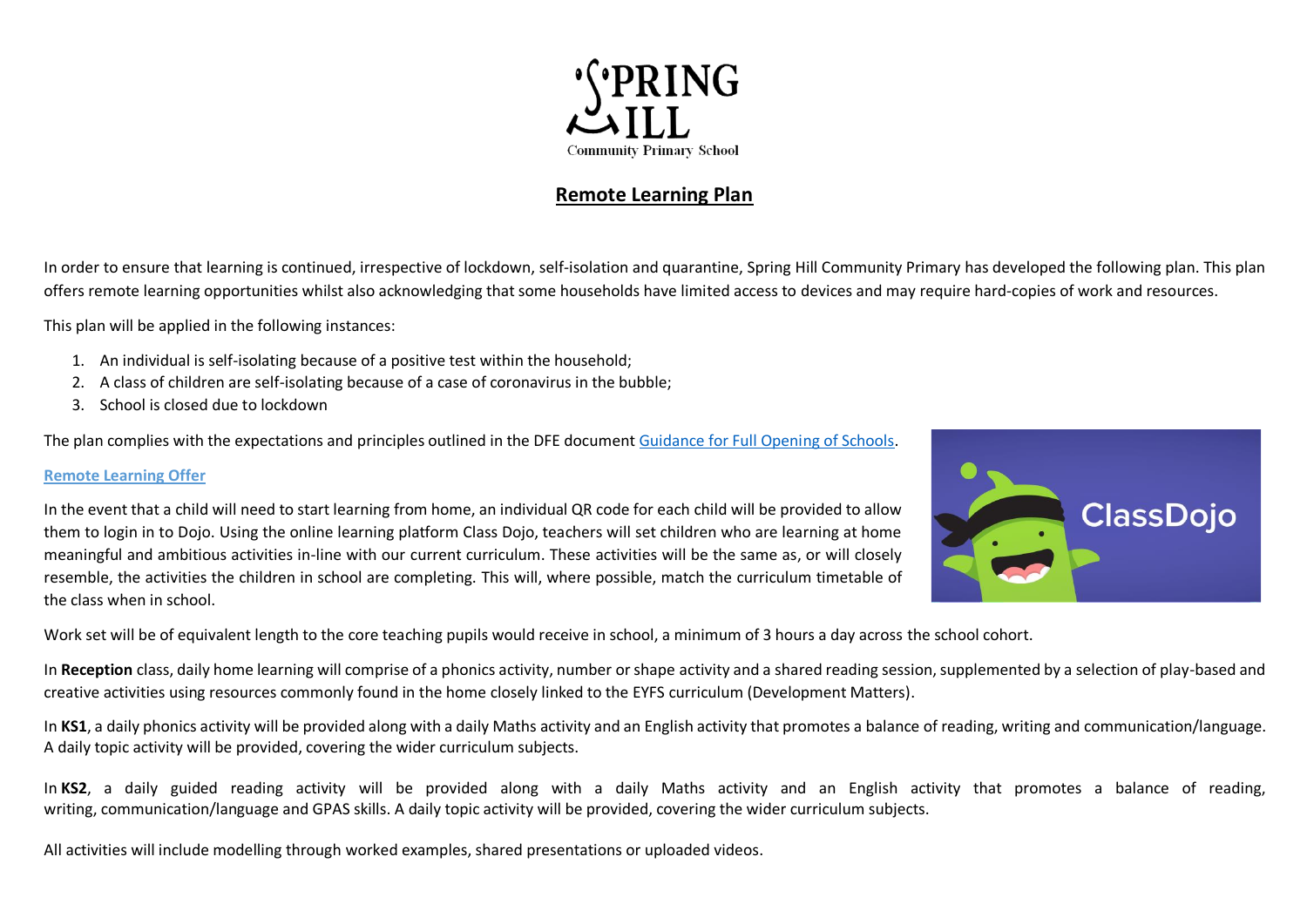Spring Hill Community Primary School

# Remote Learning Plan

In order to ensure that learning is continued, irrespective of lockdown, self-isolation and quarantine, Spring Hill Community Primary has developed the following plan. This plan offers remote learning opportunities whilst also acknowledging that some households have limited access to devices and may require hard-copies of work and resources.

This plan will be applied in the following instances:

1. An individual is self-isolating because of a positive test within the household;
2. A class of children are self-isolating because of a case of coronavirus in the bubble;
3. School is closed due to lockdown

The plan complies with the expectations and principles outlined in the DFE document Guidance for Full Opening of Schools.

## Remote Learning Offer

In the event that a child will need to start learning from home, an individual QR code for each child will be provided to allow them to login in to Dojo. Using the online learning platform Class Dojo, teachers will set children who are learning at home meaningful and ambitious activities in-line with our current curriculum. These activities will be the same as, or will closely resemble, the activities the children in school are completing. This will, where possible, match the curriculum timetable of the class when in school.

Work set will be of equivalent length to the core teaching pupils would receive in school, a minimum of 3 hours a day across the school cohort.

In **Reception** class, daily home learning will comprise of a phonics activity, number or shape activity and a shared reading session, supplemented by a selection of play-based and creative activities using resources commonly found in the home closely linked to the EYFS curriculum (Development Matters).

In **KS1**, a daily phonics activity will be provided along with a daily Maths activity and an English activity that promotes a balance of reading, writing and communication/language. A daily topic activity will be provided, covering the wider curriculum subjects.

In **KS2**, a daily guided reading activity will be provided along with a daily Maths activity and an English activity that promotes a balance of reading, writing, communication/language and GPAS skills. A daily topic activity will be provided, covering the wider curriculum subjects.

All activities will include modelling through worked examples, shared presentations or uploaded videos.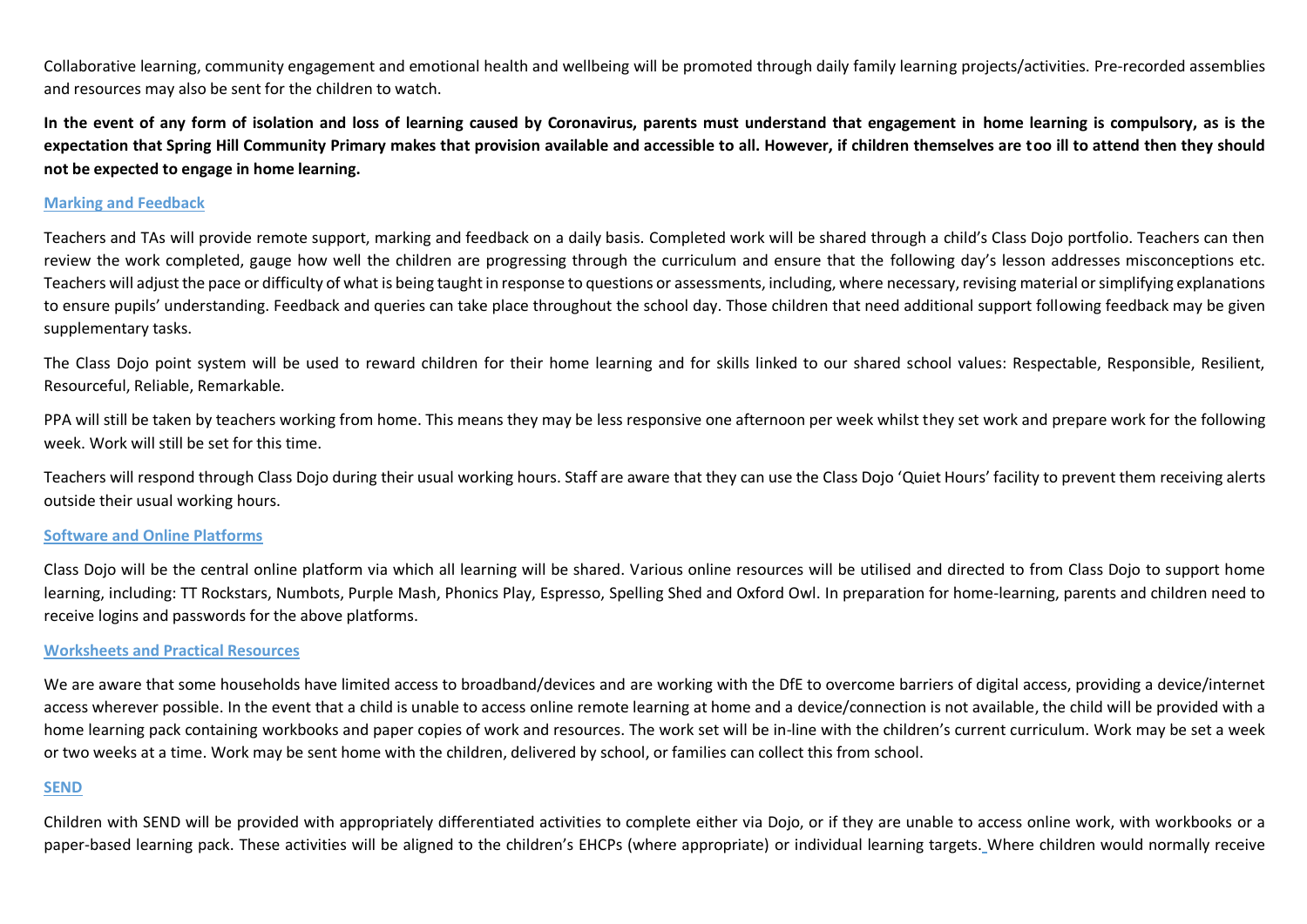Collaborative learning, community engagement and emotional health and wellbeing will be promoted through daily family learning projects/activities. Pre-recorded assemblies and resources may also be sent for the children to watch.

**In the event of any form of isolation and loss of learning caused by Coronavirus, parents must understand that engagement in home learning is compulsory, as is the expectation that Spring Hill Community Primary makes that provision available and accessible to all. However, if children themselves are too ill to attend then they should not be expected to engage in home learning.**

## Marking and Feedback

Teachers and TAs will provide remote support, marking and feedback on a daily basis. Completed work will be shared through a child's Class Dojo portfolio. Teachers can then review the work completed, gauge how well the children are progressing through the curriculum and ensure that the following day's lesson addresses misconceptions etc. Teachers will adjust the pace or difficulty of what is being taught in response to questions or assessments, including, where necessary, revising material or simplifying explanations to ensure pupils' understanding. Feedback and queries can take place throughout the school day. Those children that need additional support following feedback may be given supplementary tasks.

The Class Dojo point system will be used to reward children for their home learning and for skills linked to our shared school values: Respectable, Responsible, Resilient, Resourceful, Reliable, Remarkable.

PPA will still be taken by teachers working from home. This means they may be less responsive one afternoon per week whilst they set work and prepare work for the following week. Work will still be set for this time.

Teachers will respond through Class Dojo during their usual working hours. Staff are aware that they can use the Class Dojo 'Quiet Hours' facility to prevent them receiving alerts outside their usual working hours.

## Software and Online Platforms

Class Dojo will be the central online platform via which all learning will be shared. Various online resources will be utilised and directed to from Class Dojo to support home learning, including: TT Rockstars, Numbots, Purple Mash, Phonics Play, Espresso, Spelling Shed and Oxford Owl. In preparation for home-learning, parents and children need to receive logins and passwords for the above platforms.

## Worksheets and Practical Resources

We are aware that some households have limited access to broadband/devices and are working with the DfE to overcome barriers of digital access, providing a device/internet access wherever possible. In the event that a child is unable to access online remote learning at home and a device/connection is not available, the child will be provided with a home learning pack containing workbooks and paper copies of work and resources. The work set will be in-line with the children's current curriculum. Work may be set a week or two weeks at a time. Work may be sent home with the children, delivered by school, or families can collect this from school.

## SEND

Children with SEND will be provided with appropriately differentiated activities to complete either via Dojo, or if they are unable to access online work, with workbooks or a paper-based learning pack. These activities will be aligned to the children's EHCPs (where appropriate) or individual learning targets. Where children would normally receive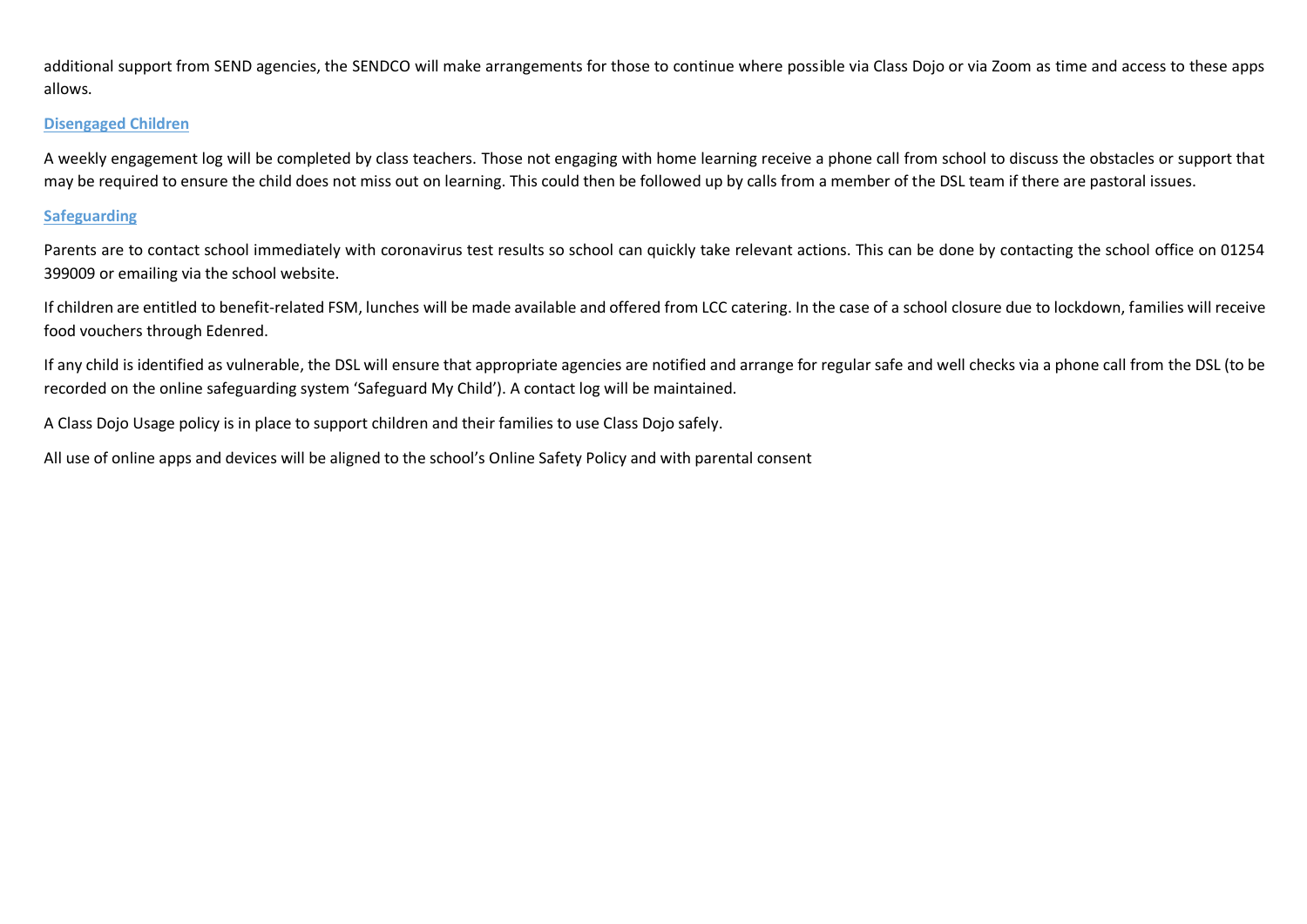additional support from SEND agencies, the SENDCO will make arrangements for those to continue where possible via Class Dojo or via Zoom as time and access to these apps allows.

### Disengaged Children

A weekly engagement log will be completed by class teachers. Those not engaging with home learning receive a phone call from school to discuss the obstacles or support that may be required to ensure the child does not miss out on learning. This could then be followed up by calls from a member of the DSL team if there are pastoral issues.

### Safeguarding

Parents are to contact school immediately with coronavirus test results so school can quickly take relevant actions. This can be done by contacting the school office on 01254 399009 or emailing via the school website.

If children are entitled to benefit-related FSM, lunches will be made available and offered from LCC catering. In the case of a school closure due to lockdown, families will receive food vouchers through Edenred.

If any child is identified as vulnerable, the DSL will ensure that appropriate agencies are notified and arrange for regular safe and well checks via a phone call from the DSL (to be recorded on the online safeguarding system 'Safeguard My Child'). A contact log will be maintained.

A Class Dojo Usage policy is in place to support children and their families to use Class Dojo safely.

All use of online apps and devices will be aligned to the school's Online Safety Policy and with parental consent